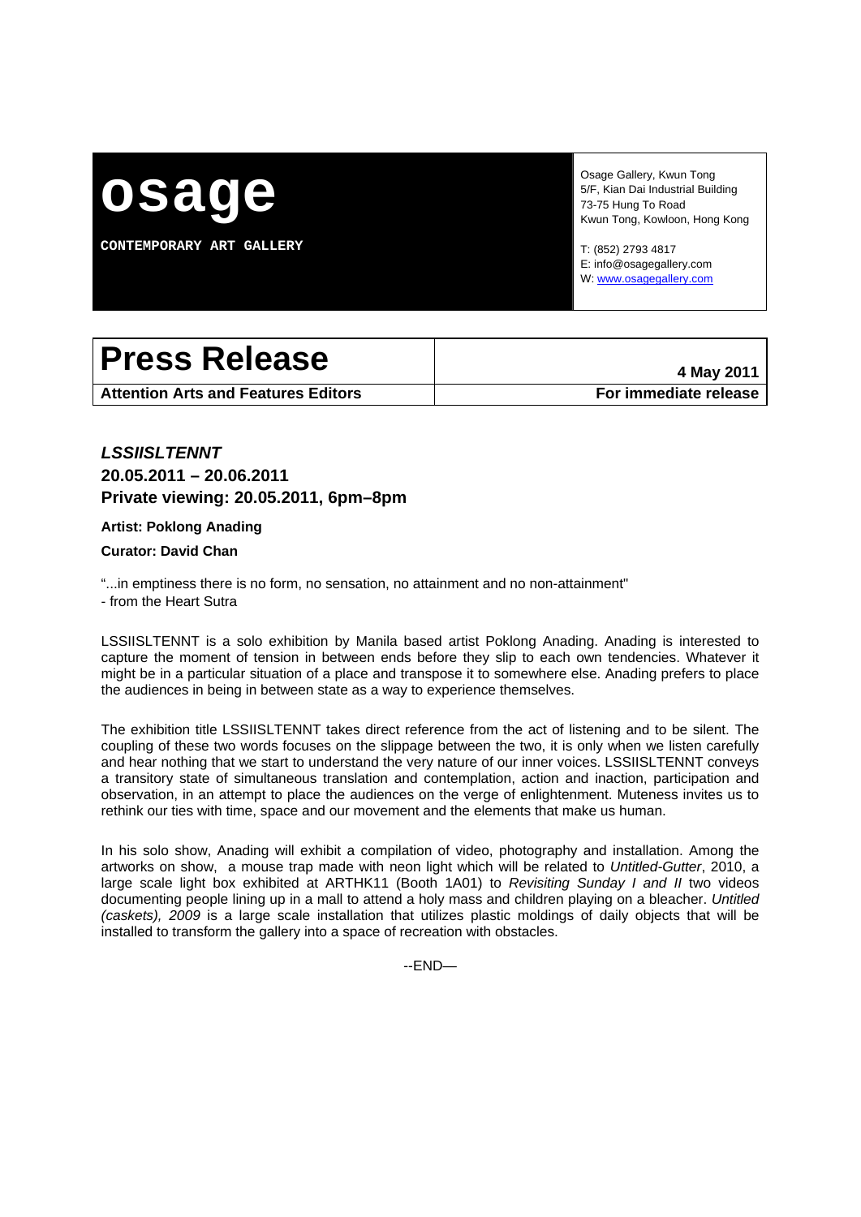# osage

**CONTEMPORARY ART GALLERY**

Osage Gallery, Kwun Tong
5/F, Kian Dai Industrial Building
73-75 Hung To Road
Kwun Tong, Kowloon, Hong Kong

T: (852) 2793 4817
E: info@osagegallery.com
W: www.osagegallery.com

| **Press Release** | **4 May 2011** |
|---|---|
| **Attention Arts and Features Editors** | **For immediate release** |

## ***LSSIISLTENNT***
### **20.05.2011 – 20.06.2011**
### **Private viewing: 20.05.2011, 6pm–8pm**

**Artist: Poklong Anading**

**Curator: David Chan**

"...in emptiness there is no form, no sensation, no attainment and no non-attainment"
- from the Heart Sutra

LSSIISLTENNT is a solo exhibition by Manila based artist Poklong Anading. Anading is interested to capture the moment of tension in between ends before they slip to each own tendencies. Whatever it might be in a particular situation of a place and transpose it to somewhere else. Anading prefers to place the audiences in being in between state as a way to experience themselves.

The exhibition title LSSIISLTENNT takes direct reference from the act of listening and to be silent. The coupling of these two words focuses on the slippage between the two, it is only when we listen carefully and hear nothing that we start to understand the very nature of our inner voices. LSSIISLTENNT conveys a transitory state of simultaneous translation and contemplation, action and inaction, participation and observation, in an attempt to place the audiences on the verge of enlightenment. Muteness invites us to rethink our ties with time, space and our movement and the elements that make us human.

In his solo show, Anading will exhibit a compilation of video, photography and installation. Among the artworks on show, a mouse trap made with neon light which will be related to *Untitled-Gutter*, 2010, a large scale light box exhibited at ARTHK11 (Booth 1A01) to *Revisiting Sunday I and II* two videos documenting people lining up in a mall to attend a holy mass and children playing on a bleacher. *Untitled (caskets), 2009* is a large scale installation that utilizes plastic moldings of daily objects that will be installed to transform the gallery into a space of recreation with obstacles.

--END—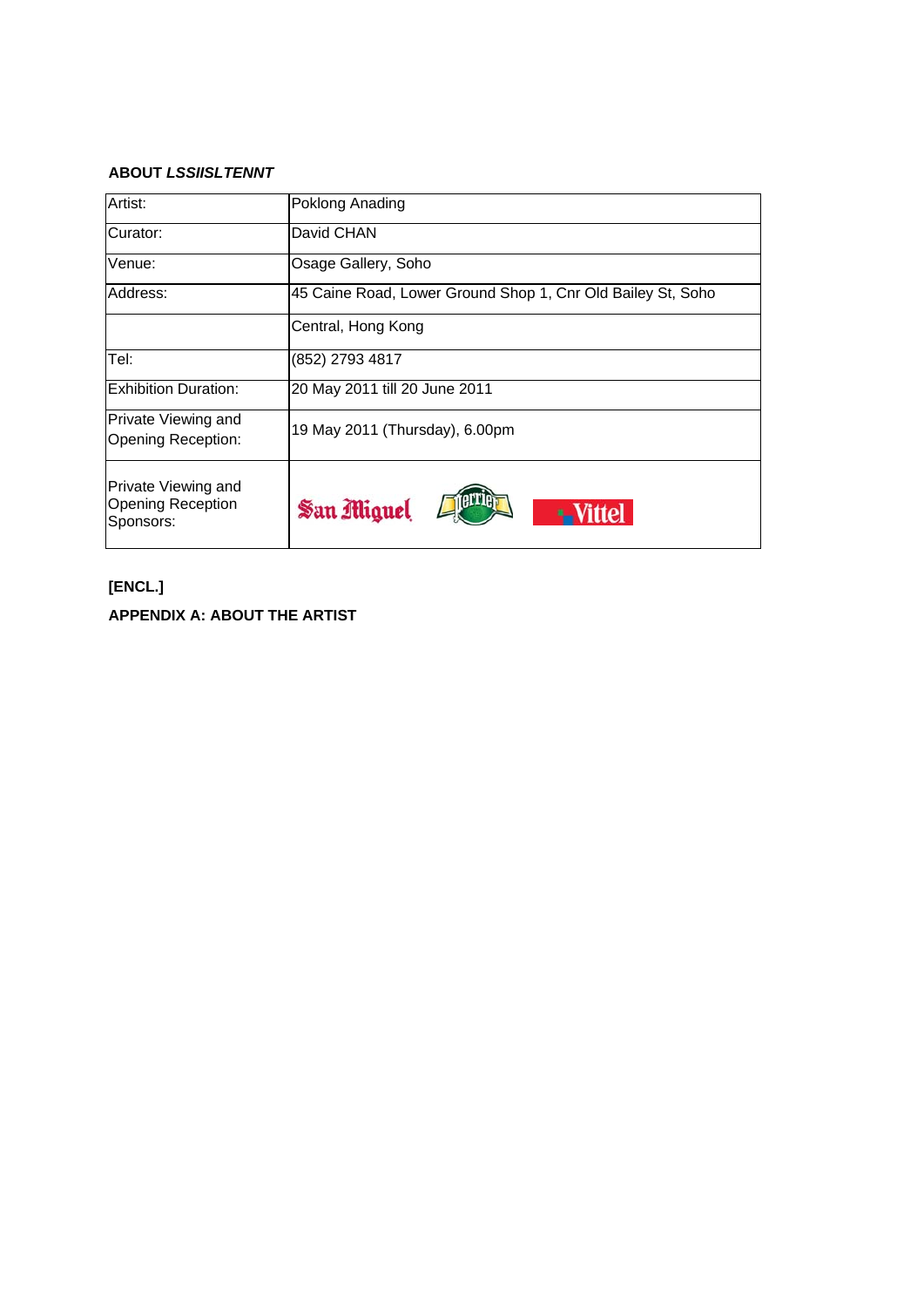**ABOUT *LSSIISLTENNT***

| Artist: | Poklong Anading |
|---|---|
| Curator: | David CHAN |
| Venue: | Osage Gallery, Soho |
| Address: | 45 Caine Road, Lower Ground Shop 1, Cnr Old Bailey St, Soho |
| | Central, Hong Kong |
| Tel: | (852) 2793 4817 |
| Exhibition Duration: | 20 May 2011 till 20 June 2011 |
| Private Viewing and Opening Reception: | 19 May 2011 (Thursday), 6.00pm |
| Private Viewing and Opening Reception Sponsors: | San Miguel, Perrier, Vittel |

**[ENCL.]**

**APPENDIX A: ABOUT THE ARTIST**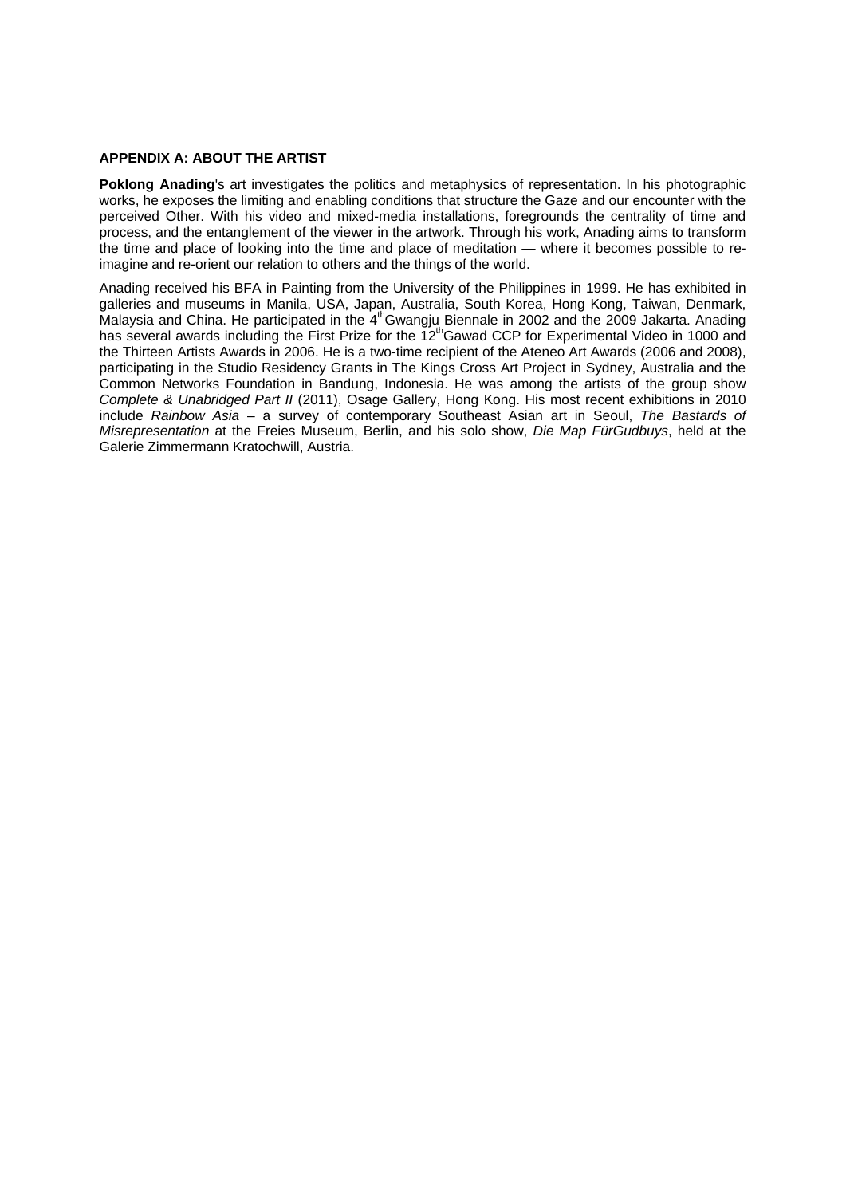**APPENDIX A: ABOUT THE ARTIST**

**Poklong Anading**'s art investigates the politics and metaphysics of representation. In his photographic works, he exposes the limiting and enabling conditions that structure the Gaze and our encounter with the perceived Other. With his video and mixed-media installations, foregrounds the centrality of time and process, and the entanglement of the viewer in the artwork. Through his work, Anading aims to transform the time and place of looking into the time and place of meditation — where it becomes possible to re-imagine and re-orient our relation to others and the things of the world.

Anading received his BFA in Painting from the University of the Philippines in 1999. He has exhibited in galleries and museums in Manila, USA, Japan, Australia, South Korea, Hong Kong, Taiwan, Denmark, Malaysia and China. He participated in the 4th Gwangju Biennale in 2002 and the 2009 Jakarta. Anading has several awards including the First Prize for the 12th Gawad CCP for Experimental Video in 1000 and the Thirteen Artists Awards in 2006. He is a two-time recipient of the Ateneo Art Awards (2006 and 2008), participating in the Studio Residency Grants in The Kings Cross Art Project in Sydney, Australia and the Common Networks Foundation in Bandung, Indonesia. He was among the artists of the group show *Complete & Unabridged Part II* (2011), Osage Gallery, Hong Kong. His most recent exhibitions in 2010 include *Rainbow Asia* – a survey of contemporary Southeast Asian art in Seoul, *The Bastards of Misrepresentation* at the Freies Museum, Berlin, and his solo show, *Die Map FürGudbuys*, held at the Galerie Zimmermann Kratochwill, Austria.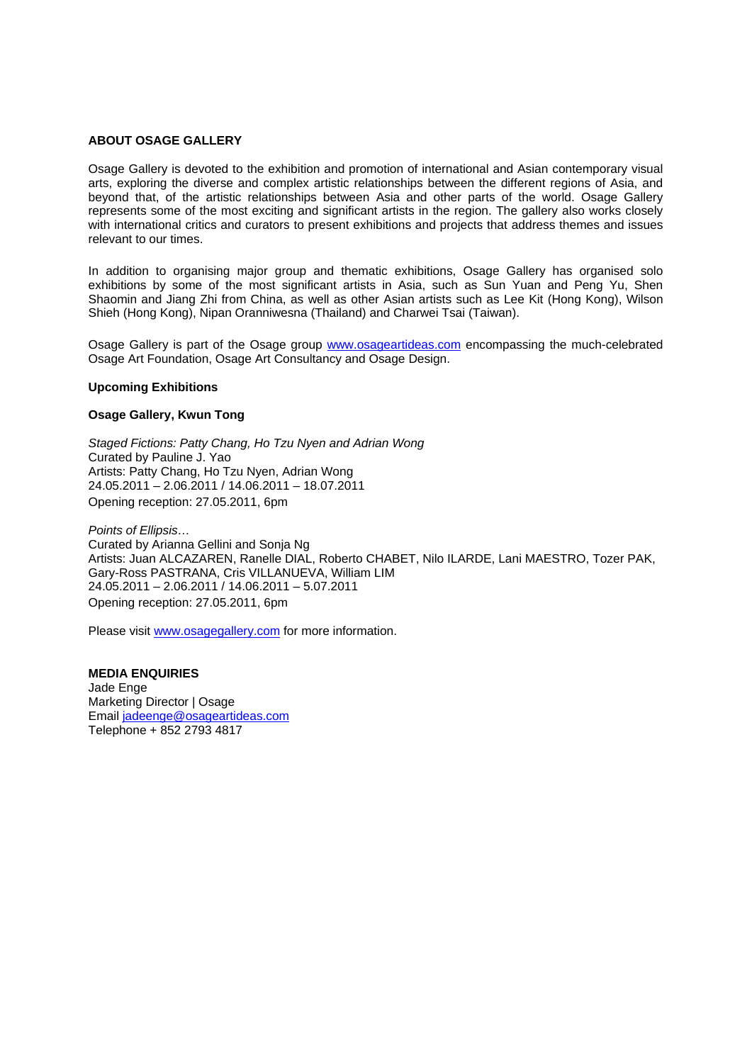## ABOUT OSAGE GALLERY

Osage Gallery is devoted to the exhibition and promotion of international and Asian contemporary visual arts, exploring the diverse and complex artistic relationships between the different regions of Asia, and beyond that, of the artistic relationships between Asia and other parts of the world. Osage Gallery represents some of the most exciting and significant artists in the region. The gallery also works closely with international critics and curators to present exhibitions and projects that address themes and issues relevant to our times.

In addition to organising major group and thematic exhibitions, Osage Gallery has organised solo exhibitions by some of the most significant artists in Asia, such as Sun Yuan and Peng Yu, Shen Shaomin and Jiang Zhi from China, as well as other Asian artists such as Lee Kit (Hong Kong), Wilson Shieh (Hong Kong), Nipan Oranniwesna (Thailand) and Charwei Tsai (Taiwan).

Osage Gallery is part of the Osage group www.osageartideas.com encompassing the much-celebrated Osage Art Foundation, Osage Art Consultancy and Osage Design.

### Upcoming Exhibitions

### Osage Gallery, Kwun Tong

*Staged Fictions: Patty Chang, Ho Tzu Nyen and Adrian Wong*
Curated by Pauline J. Yao
Artists: Patty Chang, Ho Tzu Nyen, Adrian Wong
24.05.2011 – 2.06.2011 / 14.06.2011 – 18.07.2011
Opening reception: 27.05.2011, 6pm

*Points of Ellipsis…*
Curated by Arianna Gellini and Sonja Ng
Artists: Juan ALCAZAREN, Ranelle DIAL, Roberto CHABET, Nilo ILARDE, Lani MAESTRO, Tozer PAK, Gary-Ross PASTRANA, Cris VILLANUEVA, William LIM
24.05.2011 – 2.06.2011 / 14.06.2011 – 5.07.2011
Opening reception: 27.05.2011, 6pm

Please visit www.osagegallery.com for more information.

**MEDIA ENQUIRIES**
Jade Enge
Marketing Director | Osage
Email jadeenge@osageartideas.com
Telephone + 852 2793 4817